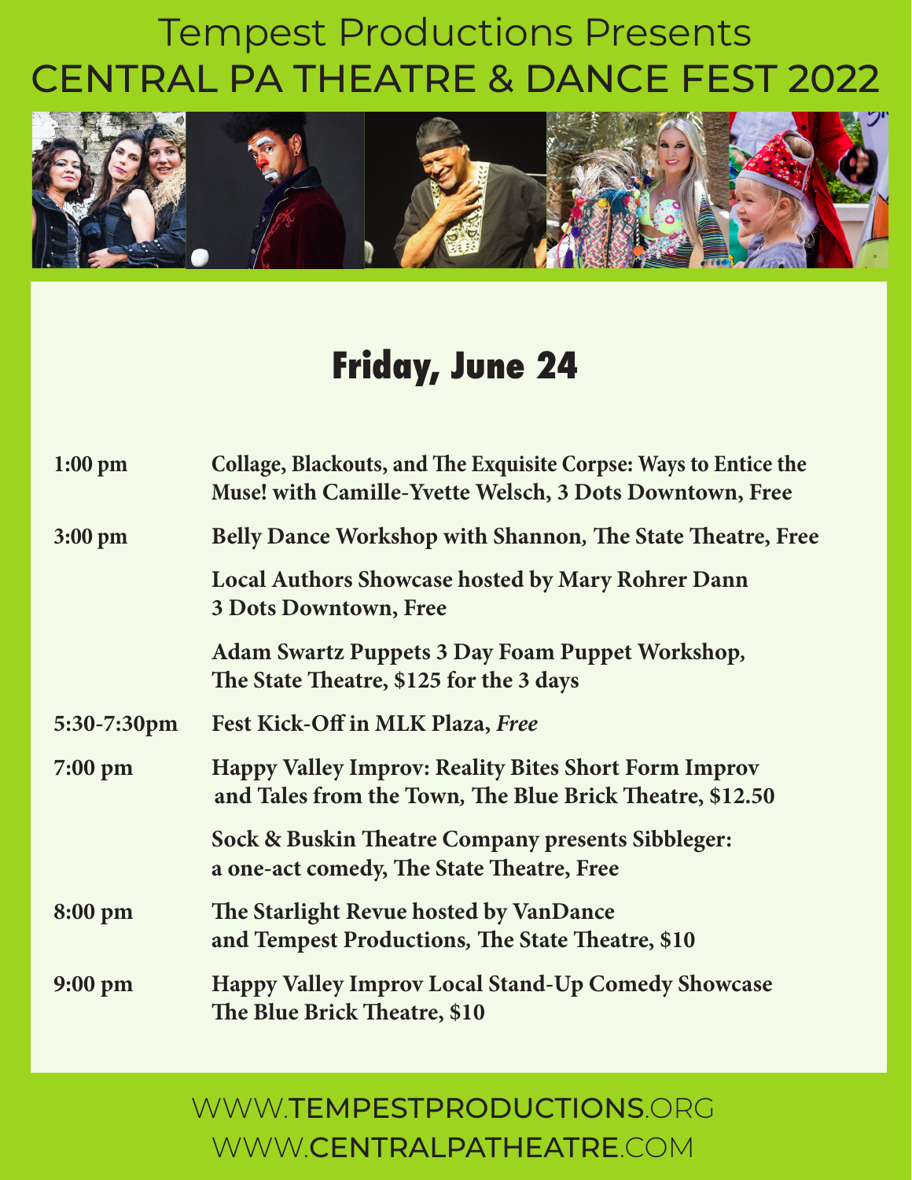Tempest Productions Presents

# CENTRAL PA THEATRE & DANCE FEST 2022

## Friday, June 24

| | |
|---|---|
| **1:00 pm** | **Collage, Blackouts, and The Exquisite Corpse: Ways to Entice the Muse! with Camille-Yvette Welsch, 3 Dots Downtown, Free** |
| **3:00 pm** | **Belly Dance Workshop with Shannon, The State Theatre, Free** |
| | **Local Authors Showcase hosted by Mary Rohrer Dann 3 Dots Downtown, Free** |
| | **Adam Swartz Puppets 3 Day Foam Puppet Workshop, The State Theatre, $125 for the 3 days** |
| **5:30-7:30pm** | **Fest Kick-Off in MLK Plaza, *Free*** |
| **7:00 pm** | **Happy Valley Improv: Reality Bites Short Form Improv and Tales from the Town, The Blue Brick Theatre, $12.50** |
| | **Sock & Buskin Theatre Company presents Sibbleger: a one-act comedy, The State Theatre, Free** |
| **8:00 pm** | **The Starlight Revue hosted by VanDance and Tempest Productions, The State Theatre, $10** |
| **9:00 pm** | **Happy Valley Improv Local Stand-Up Comedy Showcase The Blue Brick Theatre, $10** |

WWW.TEMPESTPRODUCTIONS.ORG
WWW.CENTRALPATHEATRE.COM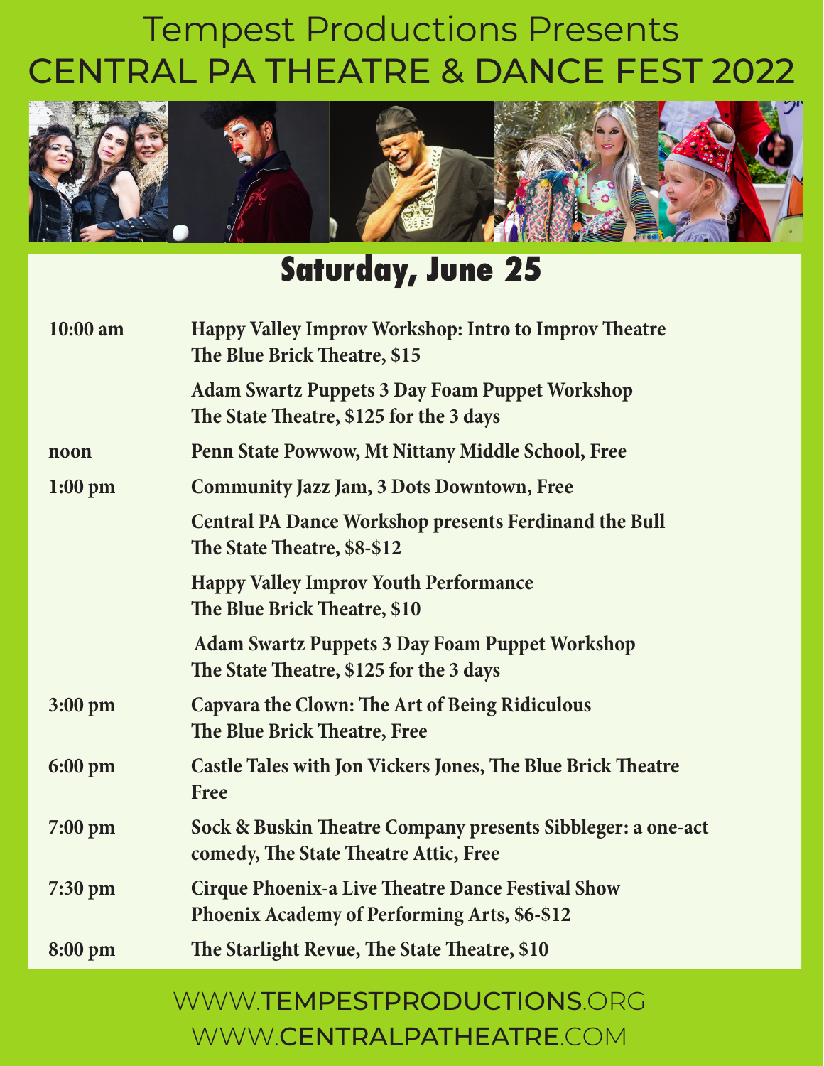Tempest Productions Presents

# CENTRAL PA THEATRE & DANCE FEST 2022

## Saturday, June 25

| | |
|---|---|
| **10:00 am** | **Happy Valley Improv Workshop: Intro to Improv Theatre**<br>**The Blue Brick Theatre, $15** |
| | **Adam Swartz Puppets 3 Day Foam Puppet Workshop**<br>**The State Theatre, $125 for the 3 days** |
| **noon** | **Penn State Powwow, Mt Nittany Middle School, Free** |
| **1:00 pm** | **Community Jazz Jam, 3 Dots Downtown, Free** |
| | **Central PA Dance Workshop presents Ferdinand the Bull**<br>**The State Theatre, $8-$12** |
| | **Happy Valley Improv Youth Performance**<br>**The Blue Brick Theatre, $10** |
| | **Adam Swartz Puppets 3 Day Foam Puppet Workshop**<br>**The State Theatre, $125 for the 3 days** |
| **3:00 pm** | **Capvara the Clown: The Art of Being Ridiculous**<br>**The Blue Brick Theatre, Free** |
| **6:00 pm** | **Castle Tales with Jon Vickers Jones, The Blue Brick Theatre**<br>**Free** |
| **7:00 pm** | **Sock & Buskin Theatre Company presents Sibbleger: a one-act comedy, The State Theatre Attic, Free** |
| **7:30 pm** | **Cirque Phoenix-a Live Theatre Dance Festival Show**<br>**Phoenix Academy of Performing Arts, $6-$12** |
| **8:00 pm** | **The Starlight Revue, The State Theatre, $10** |

WWW.TEMPESTPRODUCTIONS.ORG
WWW.CENTRALPATHEATRE.COM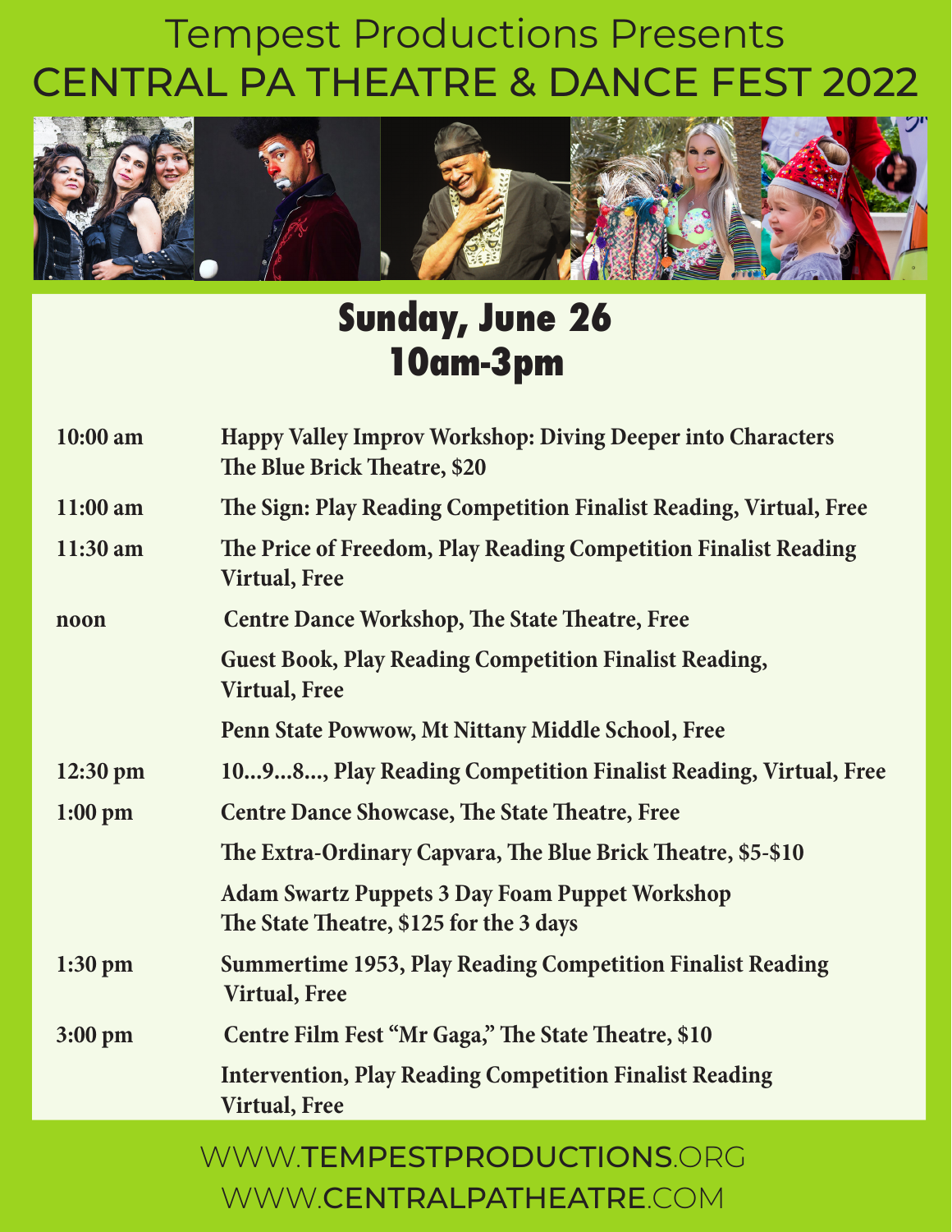# Tempest Productions Presents
# CENTRAL PA THEATRE & DANCE FEST 2022

## Sunday, June 26
## 10am-3pm

| | |
|---|---|
| **10:00 am** | **Happy Valley Improv Workshop: Diving Deeper into Characters The Blue Brick Theatre, $20** |
| **11:00 am** | **The Sign: Play Reading Competition Finalist Reading, Virtual, Free** |
| **11:30 am** | **The Price of Freedom, Play Reading Competition Finalist Reading Virtual, Free** |
| **noon** | **Centre Dance Workshop, The State Theatre, Free** |
| | **Guest Book, Play Reading Competition Finalist Reading, Virtual, Free** |
| | **Penn State Powwow, Mt Nittany Middle School, Free** |
| **12:30 pm** | **10...9...8..., Play Reading Competition Finalist Reading, Virtual, Free** |
| **1:00 pm** | **Centre Dance Showcase, The State Theatre, Free** |
| | **The Extra-Ordinary Capvara, The Blue Brick Theatre, $5-$10** |
| | **Adam Swartz Puppets 3 Day Foam Puppet Workshop The State Theatre, $125 for the 3 days** |
| **1:30 pm** | **Summertime 1953, Play Reading Competition Finalist Reading Virtual, Free** |
| **3:00 pm** | **Centre Film Fest "Mr Gaga," The State Theatre, $10** |
| | **Intervention, Play Reading Competition Finalist Reading Virtual, Free** |

WWW.TEMPESTPRODUCTIONS.ORG
WWW.CENTRALPATHEATRE.COM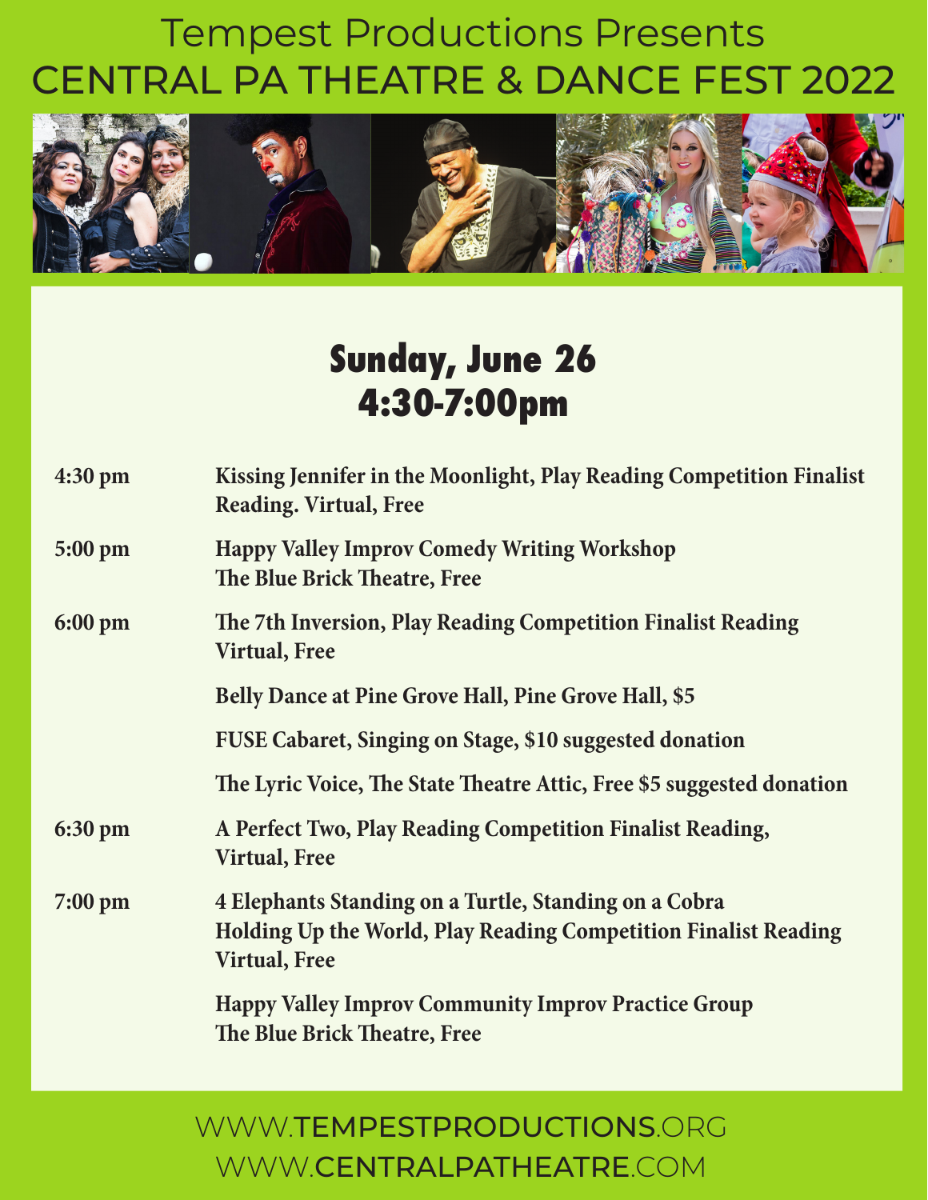Tempest Productions Presents

# CENTRAL PA THEATRE & DANCE FEST 2022

## Sunday, June 26
## 4:30-7:00pm

| | |
|---|---|
| 4:30 pm | Kissing Jennifer in the Moonlight, Play Reading Competition Finalist Reading. Virtual, Free |
| 5:00 pm | Happy Valley Improv Comedy Writing Workshop<br>The Blue Brick Theatre, Free |
| 6:00 pm | The 7th Inversion, Play Reading Competition Finalist Reading<br>Virtual, Free |
| | Belly Dance at Pine Grove Hall, Pine Grove Hall, $5 |
| | FUSE Cabaret, Singing on Stage, $10 suggested donation |
| | The Lyric Voice, The State Theatre Attic, Free $5 suggested donation |
| 6:30 pm | A Perfect Two, Play Reading Competition Finalist Reading,<br>Virtual, Free |
| 7:00 pm | 4 Elephants Standing on a Turtle, Standing on a Cobra<br>Holding Up the World, Play Reading Competition Finalist Reading<br>Virtual, Free |
| | Happy Valley Improv Community Improv Practice Group<br>The Blue Brick Theatre, Free |

WWW.TEMPESTPRODUCTIONS.ORG
WWW.CENTRALPATHEATRE.COM